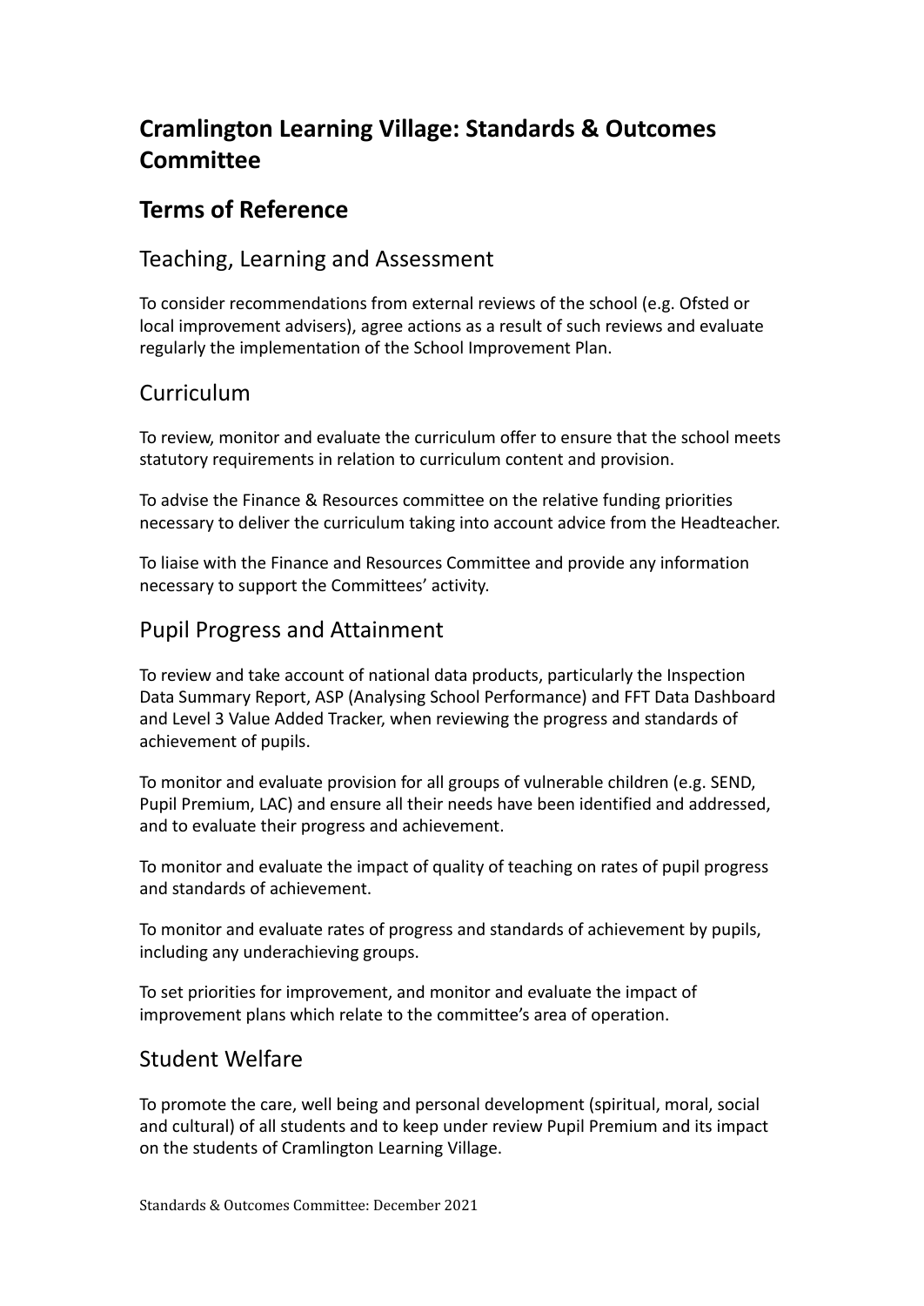# Cramlington Learning Village: Standards & Outcomes Committee

## Terms of Reference

### Teaching, Learning and Assessment

To consider recommendations from external reviews of the school (e.g. Ofsted or local improvement advisers), agree actions as a result of such reviews and evaluate regularly the implementation of the School Improvement Plan.

### Curriculum

To review, monitor and evaluate the curriculum offer to ensure that the school meets statutory requirements in relation to curriculum content and provision.

To advise the Finance & Resources committee on the relative funding priorities necessary to deliver the curriculum taking into account advice from the Headteacher.

To liaise with the Finance and Resources Committee and provide any information necessary to support the Committees' activity.

### Pupil Progress and Attainment

To review and take account of national data products, particularly the Inspection Data Summary Report, ASP (Analysing School Performance) and FFT Data Dashboard and Level 3 Value Added Tracker, when reviewing the progress and standards of achievement of pupils.

To monitor and evaluate provision for all groups of vulnerable children (e.g. SEND, Pupil Premium, LAC) and ensure all their needs have been identified and addressed, and to evaluate their progress and achievement.

To monitor and evaluate the impact of quality of teaching on rates of pupil progress and standards of achievement.

To monitor and evaluate rates of progress and standards of achievement by pupils, including any underachieving groups.

To set priorities for improvement, and monitor and evaluate the impact of improvement plans which relate to the committee's area of operation.

### Student Welfare

To promote the care, well being and personal development (spiritual, moral, social and cultural) of all students and to keep under review Pupil Premium and its impact on the students of Cramlington Learning Village.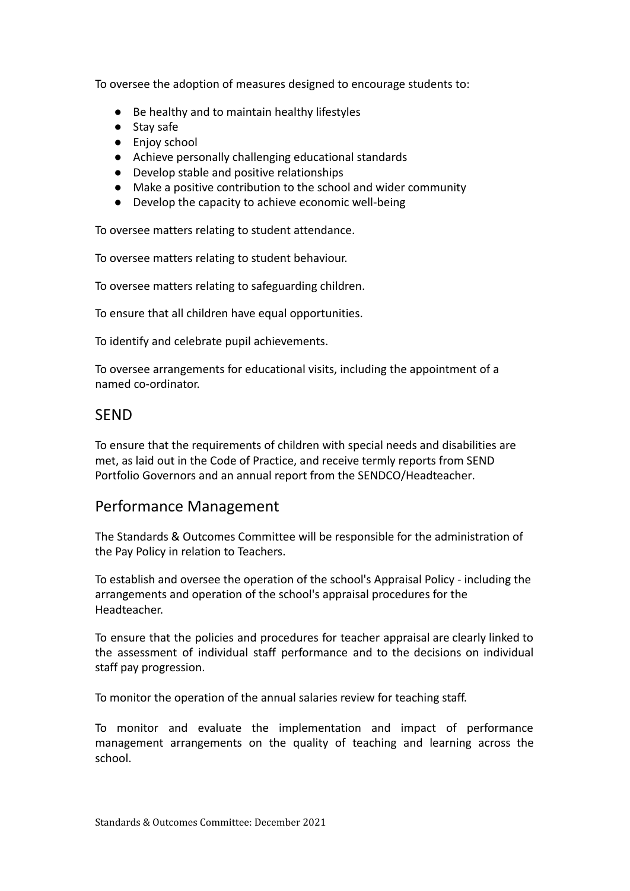To oversee the adoption of measures designed to encourage students to:

- Be healthy and to maintain healthy lifestyles
- Stay safe
- Enjoy school
- Achieve personally challenging educational standards
- Develop stable and positive relationships
- Make a positive contribution to the school and wider community
- Develop the capacity to achieve economic well-being

To oversee matters relating to student attendance.

To oversee matters relating to student behaviour.

To oversee matters relating to safeguarding children.

To ensure that all children have equal opportunities.

To identify and celebrate pupil achievements.

To oversee arrangements for educational visits, including the appointment of a named co-ordinator.

## SEND

To ensure that the requirements of children with special needs and disabilities are met, as laid out in the Code of Practice, and receive termly reports from SEND Portfolio Governors and an annual report from the SENDCO/Headteacher.

## Performance Management

The Standards & Outcomes Committee will be responsible for the administration of the Pay Policy in relation to Teachers.

To establish and oversee the operation of the school's Appraisal Policy - including the arrangements and operation of the school's appraisal procedures for the Headteacher.

To ensure that the policies and procedures for teacher appraisal are clearly linked to the assessment of individual staff performance and to the decisions on individual staff pay progression.

To monitor the operation of the annual salaries review for teaching staff.

To monitor and evaluate the implementation and impact of performance management arrangements on the quality of teaching and learning across the school.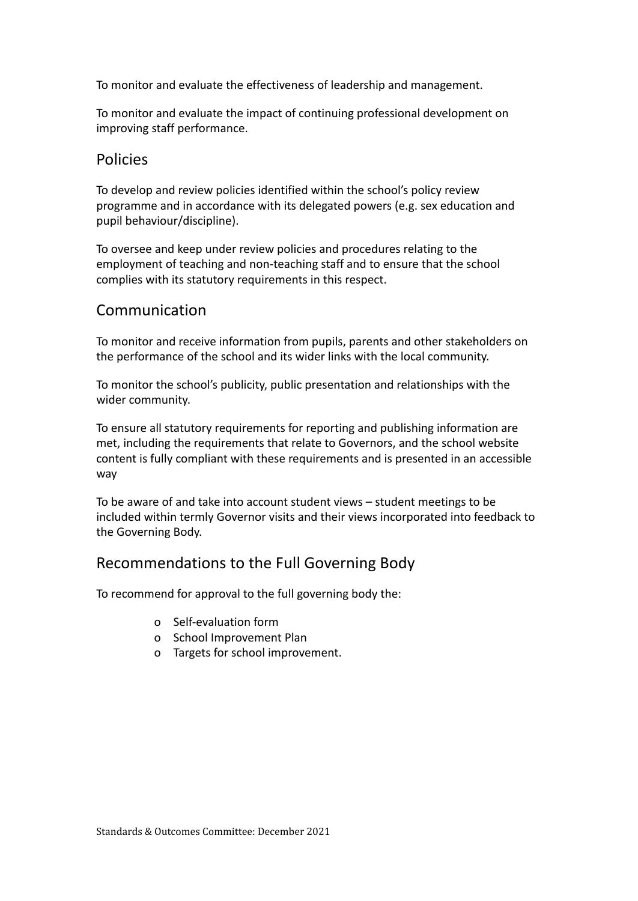To monitor and evaluate the effectiveness of leadership and management.

To monitor and evaluate the impact of continuing professional development on improving staff performance.

## Policies

To develop and review policies identified within the school's policy review programme and in accordance with its delegated powers (e.g. sex education and pupil behaviour/discipline).

To oversee and keep under review policies and procedures relating to the employment of teaching and non-teaching staff and to ensure that the school complies with its statutory requirements in this respect.

## Communication

To monitor and receive information from pupils, parents and other stakeholders on the performance of the school and its wider links with the local community.

To monitor the school's publicity, public presentation and relationships with the wider community.

To ensure all statutory requirements for reporting and publishing information are met, including the requirements that relate to Governors, and the school website content is fully compliant with these requirements and is presented in an accessible way

To be aware of and take into account student views – student meetings to be included within termly Governor visits and their views incorporated into feedback to the Governing Body.

## Recommendations to the Full Governing Body

To recommend for approval to the full governing body the:

- Self-evaluation form
- School Improvement Plan
- Targets for school improvement.